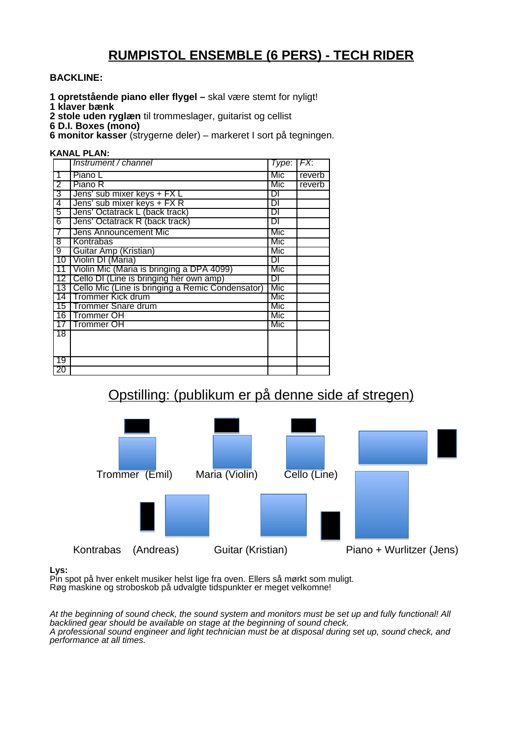# RUMPISTOL ENSEMBLE (6 PERS) - TECH RIDER

**BACKLINE:**

**1 opretstående piano eller flygel –** skal være stemt for nyligt!
**1 klaver bænk**
**2 stole uden ryglæn** til trommeslager, guitarist og cellist
**6 D.I. Boxes (mono)**
**6 monitor kasser** (strygerne deler) – markeret I sort på tegningen.

**KANAL PLAN:**

| | *Instrument / channel* | *Type:* | *FX:* |
|---|---|---|---|
| 1 | Piano L | Mic | reverb |
| 2 | Piano R | Mic | reverb |
| 3 | Jens' sub mixer keys + FX L | DI | |
| 4 | Jens' sub mixer keys + FX R | DI | |
| 5 | Jens' Octatrack L (back track) | DI | |
| 6 | Jens' Octatrack R (back track) | DI | |
| 7 | Jens Announcement Mic | Mic | |
| 8 | Kontrabas | Mic | |
| 9 | Guitar Amp (Kristian) | Mic | |
| 10 | Violin DI (Maria) | DI | |
| 11 | Violin Mic (Maria is bringing a DPA 4099) | Mic | |
| 12 | Cello DI (Line is bringing her own amp) | DI | |
| 13 | Cello Mic (Line is bringing a Remic Condensator) | Mic | |
| 14 | Trommer Kick drum | Mic | |
| 15 | Trommer Snare drum | Mic | |
| 16 | Trommer OH | Mic | |
| 17 | Trommer OH | Mic | |
| 18 | | | |
| 19 | | | |
| 20 | | | |

## Opstilling: (publikum er på denne side af stregen)

Trommer (Emil) Maria (Violin) Cello (Line)

Kontrabas (Andreas) Guitar (Kristian) Piano + Wurlitzer (Jens)

**Lys:**
Pin spot på hver enkelt musiker helst lige fra oven. Ellers så mørkt som muligt.
Røg maskine og stroboskob på udvalgte tidspunkter er meget velkomne!

*At the beginning of sound check, the sound system and monitors must be set up and fully functional! All backlined gear should be available on stage at the beginning of sound check.*
*A professional sound engineer and light technician must be at disposal during set up, sound check, and performance at all times.*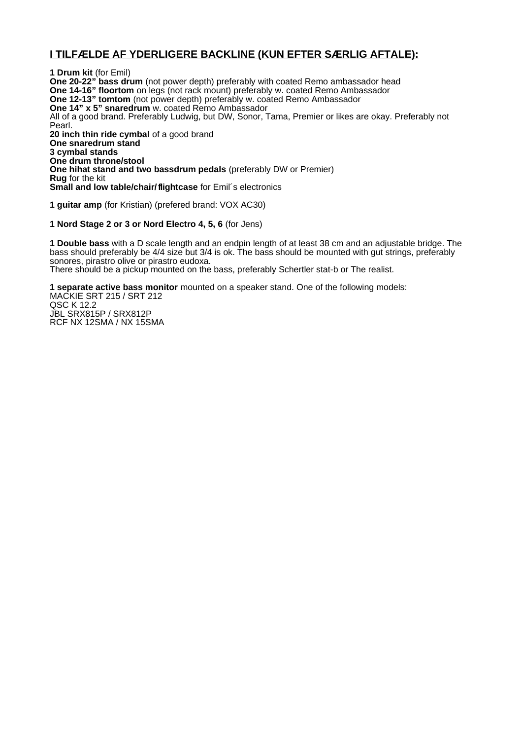## I TILFÆLDE AF YDERLIGERE BACKLINE (KUN EFTER SÆRLIG AFTALE):

**1 Drum kit** (for Emil)
**One 20-22" bass drum** (not power depth) preferably with coated Remo ambassador head
**One 14-16" floortom** on legs (not rack mount) preferably w. coated Remo Ambassador
**One 12-13" tomtom** (not power depth) preferably w. coated Remo Ambassador
**One 14" x 5" snaredrum** w. coated Remo Ambassador
All of a good brand. Preferably Ludwig, but DW, Sonor, Tama, Premier or likes are okay. Preferably not Pearl.
**20 inch thin ride cymbal** of a good brand
**One snaredrum stand**
**3 cymbal stands**
**One drum throne/stool**
**One hihat stand and two bassdrum pedals** (preferably DW or Premier)
**Rug** for the kit
**Small and low table/chair/ flightcase** for Emil´s electronics

**1 guitar amp** (for Kristian) (prefered brand: VOX AC30)

**1 Nord Stage 2 or 3 or Nord Electro 4, 5, 6** (for Jens)

**1 Double bass** with a D scale length and an endpin length of at least 38 cm and an adjustable bridge. The bass should preferably be 4/4 size but 3/4 is ok. The bass should be mounted with gut strings, preferably sonores, pirastro olive or pirastro eudoxa.
There should be a pickup mounted on the bass, preferably Schertler stat-b or The realist.

**1 separate active bass monitor** mounted on a speaker stand. One of the following models:
MACKIE SRT 215 / SRT 212
QSC K 12.2
JBL SRX815P / SRX812P
RCF NX 12SMA / NX 15SMA